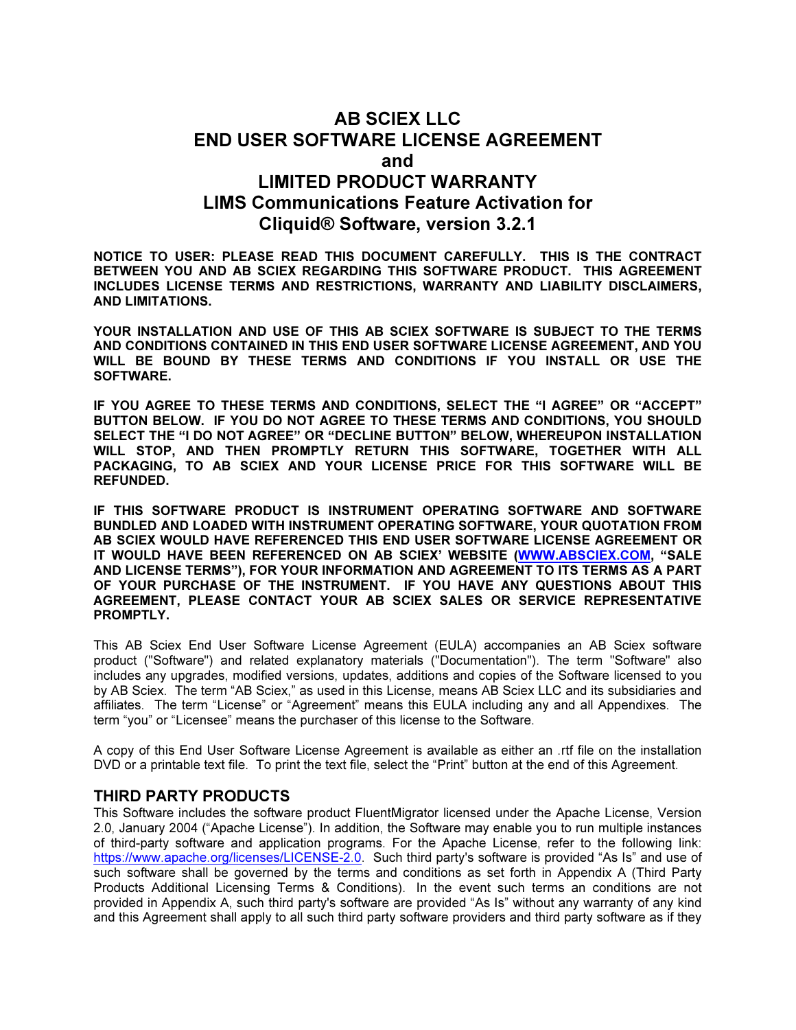# AB SCIEX LLC
# END USER SOFTWARE LICENSE AGREEMENT
# and
# LIMITED PRODUCT WARRANTY
# LIMS Communications Feature Activation for Cliquid® Software, version 3.2.1

**NOTICE TO USER: PLEASE READ THIS DOCUMENT CAREFULLY. THIS IS THE CONTRACT BETWEEN YOU AND AB SCIEX REGARDING THIS SOFTWARE PRODUCT. THIS AGREEMENT INCLUDES LICENSE TERMS AND RESTRICTIONS, WARRANTY AND LIABILITY DISCLAIMERS, AND LIMITATIONS.**

**YOUR INSTALLATION AND USE OF THIS AB SCIEX SOFTWARE IS SUBJECT TO THE TERMS AND CONDITIONS CONTAINED IN THIS END USER SOFTWARE LICENSE AGREEMENT, AND YOU WILL BE BOUND BY THESE TERMS AND CONDITIONS IF YOU INSTALL OR USE THE SOFTWARE.**

**IF YOU AGREE TO THESE TERMS AND CONDITIONS, SELECT THE "I AGREE" OR "ACCEPT" BUTTON BELOW. IF YOU DO NOT AGREE TO THESE TERMS AND CONDITIONS, YOU SHOULD SELECT THE "I DO NOT AGREE" OR "DECLINE BUTTON" BELOW, WHEREUPON INSTALLATION WILL STOP, AND THEN PROMPTLY RETURN THIS SOFTWARE, TOGETHER WITH ALL PACKAGING, TO AB SCIEX AND YOUR LICENSE PRICE FOR THIS SOFTWARE WILL BE REFUNDED.**

**IF THIS SOFTWARE PRODUCT IS INSTRUMENT OPERATING SOFTWARE AND SOFTWARE BUNDLED AND LOADED WITH INSTRUMENT OPERATING SOFTWARE, YOUR QUOTATION FROM AB SCIEX WOULD HAVE REFERENCED THIS END USER SOFTWARE LICENSE AGREEMENT OR IT WOULD HAVE BEEN REFERENCED ON AB SCIEX' WEBSITE ([WWW.ABSCIEX.COM](http://WWW.ABSCIEX.COM), "SALE AND LICENSE TERMS"), FOR YOUR INFORMATION AND AGREEMENT TO ITS TERMS AS A PART OF YOUR PURCHASE OF THE INSTRUMENT. IF YOU HAVE ANY QUESTIONS ABOUT THIS AGREEMENT, PLEASE CONTACT YOUR AB SCIEX SALES OR SERVICE REPRESENTATIVE PROMPTLY.**

This AB Sciex End User Software License Agreement (EULA) accompanies an AB Sciex software product ("Software") and related explanatory materials ("Documentation"). The term "Software" also includes any upgrades, modified versions, updates, additions and copies of the Software licensed to you by AB Sciex. The term "AB Sciex," as used in this License, means AB Sciex LLC and its subsidiaries and affiliates. The term "License" or "Agreement" means this EULA including any and all Appendixes. The term "you" or "Licensee" means the purchaser of this license to the Software.

A copy of this End User Software License Agreement is available as either an .rtf file on the installation DVD or a printable text file. To print the text file, select the "Print" button at the end of this Agreement.

## THIRD PARTY PRODUCTS

This Software includes the software product FluentMigrator licensed under the Apache License, Version 2.0, January 2004 ("Apache License"). In addition, the Software may enable you to run multiple instances of third-party software and application programs. For the Apache License, refer to the following link: [https://www.apache.org/licenses/LICENSE-2.0](https://www.apache.org/licenses/LICENSE-2.0). Such third party's software is provided "As Is" and use of such software shall be governed by the terms and conditions as set forth in Appendix A (Third Party Products Additional Licensing Terms & Conditions). In the event such terms an conditions are not provided in Appendix A, such third party's software are provided "As Is" without any warranty of any kind and this Agreement shall apply to all such third party software providers and third party software as if they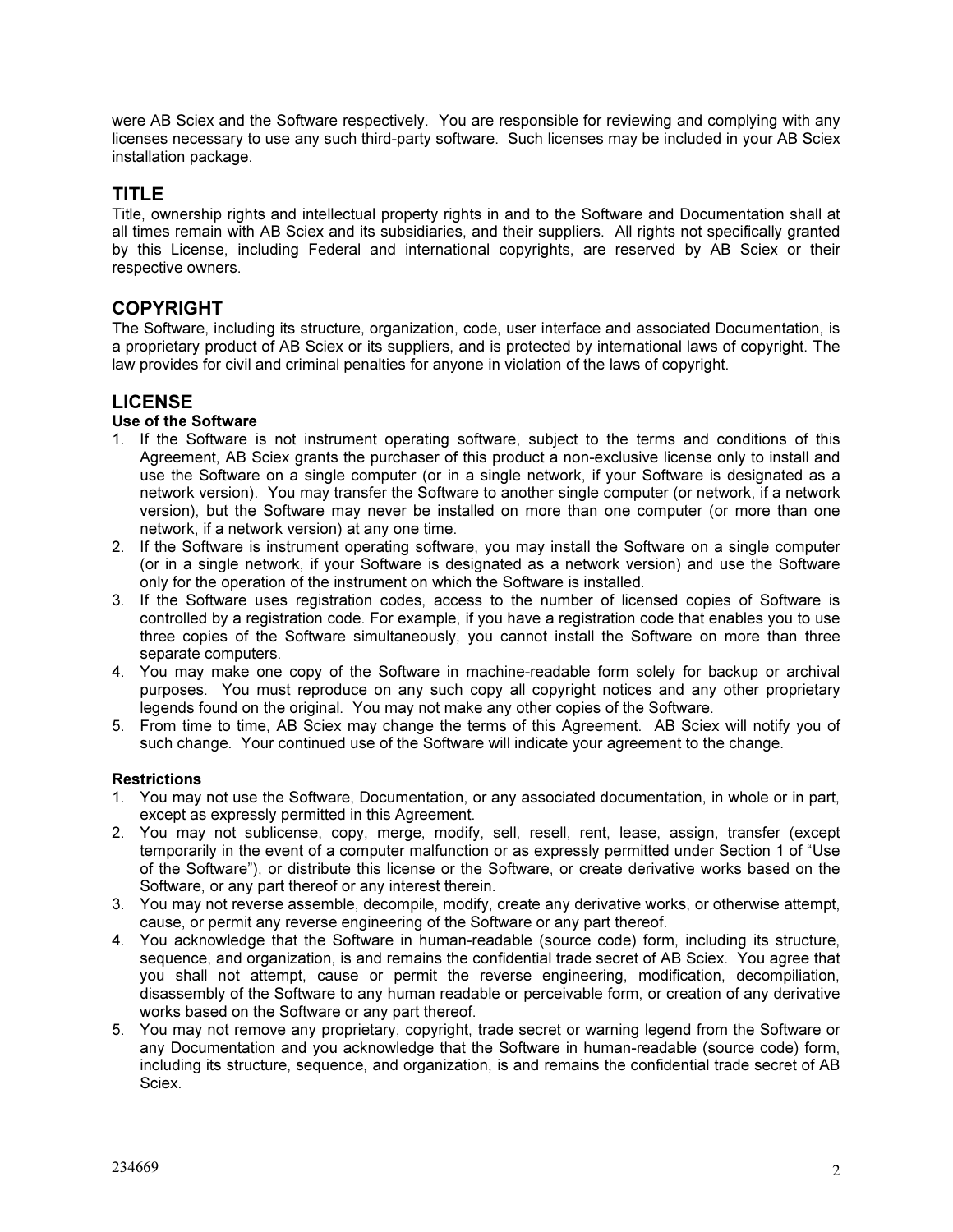were AB Sciex and the Software respectively. You are responsible for reviewing and complying with any licenses necessary to use any such third-party software. Such licenses may be included in your AB Sciex installation package.

## TITLE

Title, ownership rights and intellectual property rights in and to the Software and Documentation shall at all times remain with AB Sciex and its subsidiaries, and their suppliers. All rights not specifically granted by this License, including Federal and international copyrights, are reserved by AB Sciex or their respective owners.

## COPYRIGHT

The Software, including its structure, organization, code, user interface and associated Documentation, is a proprietary product of AB Sciex or its suppliers, and is protected by international laws of copyright. The law provides for civil and criminal penalties for anyone in violation of the laws of copyright.

## LICENSE

### Use of the Software

1. If the Software is not instrument operating software, subject to the terms and conditions of this Agreement, AB Sciex grants the purchaser of this product a non-exclusive license only to install and use the Software on a single computer (or in a single network, if your Software is designated as a network version). You may transfer the Software to another single computer (or network, if a network version), but the Software may never be installed on more than one computer (or more than one network, if a network version) at any one time.
2. If the Software is instrument operating software, you may install the Software on a single computer (or in a single network, if your Software is designated as a network version) and use the Software only for the operation of the instrument on which the Software is installed.
3. If the Software uses registration codes, access to the number of licensed copies of Software is controlled by a registration code. For example, if you have a registration code that enables you to use three copies of the Software simultaneously, you cannot install the Software on more than three separate computers.
4. You may make one copy of the Software in machine-readable form solely for backup or archival purposes. You must reproduce on any such copy all copyright notices and any other proprietary legends found on the original. You may not make any other copies of the Software.
5. From time to time, AB Sciex may change the terms of this Agreement. AB Sciex will notify you of such change. Your continued use of the Software will indicate your agreement to the change.

### Restrictions

1. You may not use the Software, Documentation, or any associated documentation, in whole or in part, except as expressly permitted in this Agreement.
2. You may not sublicense, copy, merge, modify, sell, resell, rent, lease, assign, transfer (except temporarily in the event of a computer malfunction or as expressly permitted under Section 1 of "Use of the Software"), or distribute this license or the Software, or create derivative works based on the Software, or any part thereof or any interest therein.
3. You may not reverse assemble, decompile, modify, create any derivative works, or otherwise attempt, cause, or permit any reverse engineering of the Software or any part thereof.
4. You acknowledge that the Software in human-readable (source code) form, including its structure, sequence, and organization, is and remains the confidential trade secret of AB Sciex. You agree that you shall not attempt, cause or permit the reverse engineering, modification, decompiliation, disassembly of the Software to any human readable or perceivable form, or creation of any derivative works based on the Software or any part thereof.
5. You may not remove any proprietary, copyright, trade secret or warning legend from the Software or any Documentation and you acknowledge that the Software in human-readable (source code) form, including its structure, sequence, and organization, is and remains the confidential trade secret of AB Sciex.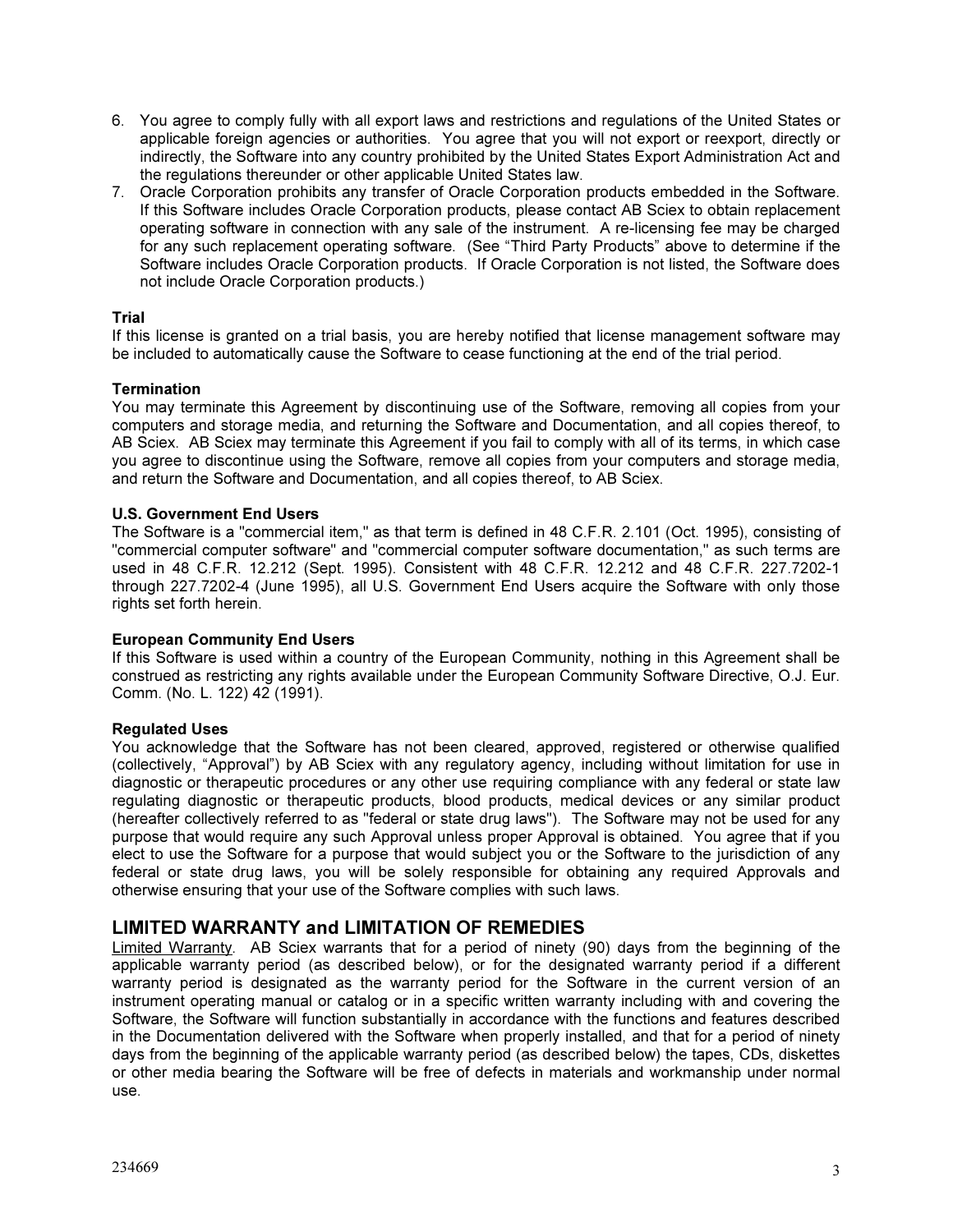6. You agree to comply fully with all export laws and restrictions and regulations of the United States or applicable foreign agencies or authorities. You agree that you will not export or reexport, directly or indirectly, the Software into any country prohibited by the United States Export Administration Act and the regulations thereunder or other applicable United States law.
7. Oracle Corporation prohibits any transfer of Oracle Corporation products embedded in the Software. If this Software includes Oracle Corporation products, please contact AB Sciex to obtain replacement operating software in connection with any sale of the instrument. A re-licensing fee may be charged for any such replacement operating software. (See "Third Party Products" above to determine if the Software includes Oracle Corporation products. If Oracle Corporation is not listed, the Software does not include Oracle Corporation products.)

**Trial**
If this license is granted on a trial basis, you are hereby notified that license management software may be included to automatically cause the Software to cease functioning at the end of the trial period.

**Termination**
You may terminate this Agreement by discontinuing use of the Software, removing all copies from your computers and storage media, and returning the Software and Documentation, and all copies thereof, to AB Sciex. AB Sciex may terminate this Agreement if you fail to comply with all of its terms, in which case you agree to discontinue using the Software, remove all copies from your computers and storage media, and return the Software and Documentation, and all copies thereof, to AB Sciex.

**U.S. Government End Users**
The Software is a "commercial item," as that term is defined in 48 C.F.R. 2.101 (Oct. 1995), consisting of "commercial computer software" and "commercial computer software documentation," as such terms are used in 48 C.F.R. 12.212 (Sept. 1995). Consistent with 48 C.F.R. 12.212 and 48 C.F.R. 227.7202-1 through 227.7202-4 (June 1995), all U.S. Government End Users acquire the Software with only those rights set forth herein.

**European Community End Users**
If this Software is used within a country of the European Community, nothing in this Agreement shall be construed as restricting any rights available under the European Community Software Directive, O.J. Eur. Comm. (No. L. 122) 42 (1991).

**Regulated Uses**
You acknowledge that the Software has not been cleared, approved, registered or otherwise qualified (collectively, "Approval") by AB Sciex with any regulatory agency, including without limitation for use in diagnostic or therapeutic procedures or any other use requiring compliance with any federal or state law regulating diagnostic or therapeutic products, blood products, medical devices or any similar product (hereafter collectively referred to as "federal or state drug laws"). The Software may not be used for any purpose that would require any such Approval unless proper Approval is obtained. You agree that if you elect to use the Software for a purpose that would subject you or the Software to the jurisdiction of any federal or state drug laws, you will be solely responsible for obtaining any required Approvals and otherwise ensuring that your use of the Software complies with such laws.

## LIMITED WARRANTY and LIMITATION OF REMEDIES

Limited Warranty. AB Sciex warrants that for a period of ninety (90) days from the beginning of the applicable warranty period (as described below), or for the designated warranty period if a different warranty period is designated as the warranty period for the Software in the current version of an instrument operating manual or catalog or in a specific written warranty including with and covering the Software, the Software will function substantially in accordance with the functions and features described in the Documentation delivered with the Software when properly installed, and that for a period of ninety days from the beginning of the applicable warranty period (as described below) the tapes, CDs, diskettes or other media bearing the Software will be free of defects in materials and workmanship under normal use.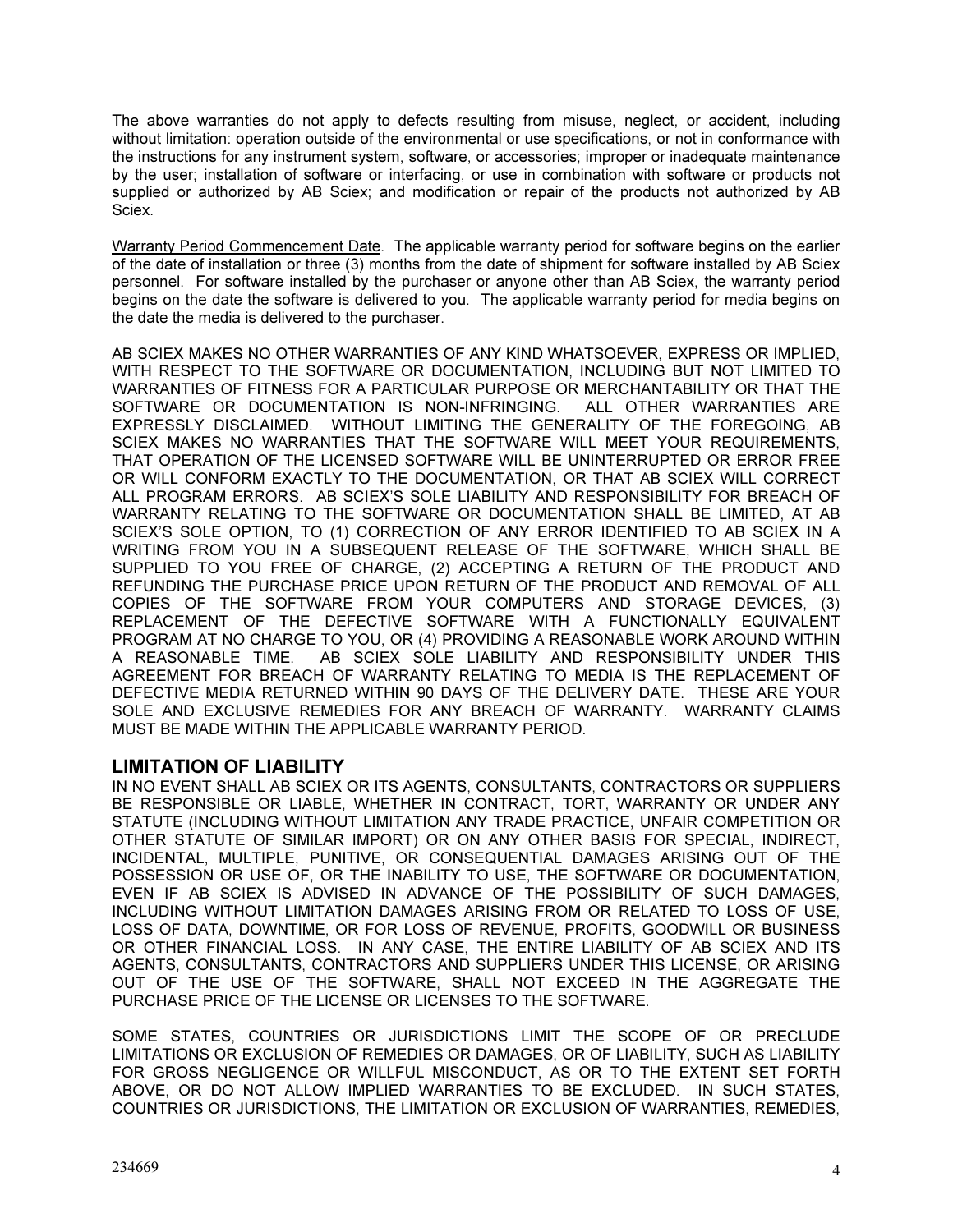The above warranties do not apply to defects resulting from misuse, neglect, or accident, including without limitation: operation outside of the environmental or use specifications, or not in conformance with the instructions for any instrument system, software, or accessories; improper or inadequate maintenance by the user; installation of software or interfacing, or use in combination with software or products not supplied or authorized by AB Sciex; and modification or repair of the products not authorized by AB Sciex.

Warranty Period Commencement Date. The applicable warranty period for software begins on the earlier of the date of installation or three (3) months from the date of shipment for software installed by AB Sciex personnel. For software installed by the purchaser or anyone other than AB Sciex, the warranty period begins on the date the software is delivered to you. The applicable warranty period for media begins on the date the media is delivered to the purchaser.

AB SCIEX MAKES NO OTHER WARRANTIES OF ANY KIND WHATSOEVER, EXPRESS OR IMPLIED, WITH RESPECT TO THE SOFTWARE OR DOCUMENTATION, INCLUDING BUT NOT LIMITED TO WARRANTIES OF FITNESS FOR A PARTICULAR PURPOSE OR MERCHANTABILITY OR THAT THE SOFTWARE OR DOCUMENTATION IS NON-INFRINGING. ALL OTHER WARRANTIES ARE EXPRESSLY DISCLAIMED. WITHOUT LIMITING THE GENERALITY OF THE FOREGOING, AB SCIEX MAKES NO WARRANTIES THAT THE SOFTWARE WILL MEET YOUR REQUIREMENTS, THAT OPERATION OF THE LICENSED SOFTWARE WILL BE UNINTERRUPTED OR ERROR FREE OR WILL CONFORM EXACTLY TO THE DOCUMENTATION, OR THAT AB SCIEX WILL CORRECT ALL PROGRAM ERRORS. AB SCIEX'S SOLE LIABILITY AND RESPONSIBILITY FOR BREACH OF WARRANTY RELATING TO THE SOFTWARE OR DOCUMENTATION SHALL BE LIMITED, AT AB SCIEX'S SOLE OPTION, TO (1) CORRECTION OF ANY ERROR IDENTIFIED TO AB SCIEX IN A WRITING FROM YOU IN A SUBSEQUENT RELEASE OF THE SOFTWARE, WHICH SHALL BE SUPPLIED TO YOU FREE OF CHARGE, (2) ACCEPTING A RETURN OF THE PRODUCT AND REFUNDING THE PURCHASE PRICE UPON RETURN OF THE PRODUCT AND REMOVAL OF ALL COPIES OF THE SOFTWARE FROM YOUR COMPUTERS AND STORAGE DEVICES, (3) REPLACEMENT OF THE DEFECTIVE SOFTWARE WITH A FUNCTIONALLY EQUIVALENT PROGRAM AT NO CHARGE TO YOU, OR (4) PROVIDING A REASONABLE WORK AROUND WITHIN A REASONABLE TIME. AB SCIEX SOLE LIABILITY AND RESPONSIBILITY UNDER THIS AGREEMENT FOR BREACH OF WARRANTY RELATING TO MEDIA IS THE REPLACEMENT OF DEFECTIVE MEDIA RETURNED WITHIN 90 DAYS OF THE DELIVERY DATE. THESE ARE YOUR SOLE AND EXCLUSIVE REMEDIES FOR ANY BREACH OF WARRANTY. WARRANTY CLAIMS MUST BE MADE WITHIN THE APPLICABLE WARRANTY PERIOD.

## LIMITATION OF LIABILITY

IN NO EVENT SHALL AB SCIEX OR ITS AGENTS, CONSULTANTS, CONTRACTORS OR SUPPLIERS BE RESPONSIBLE OR LIABLE, WHETHER IN CONTRACT, TORT, WARRANTY OR UNDER ANY STATUTE (INCLUDING WITHOUT LIMITATION ANY TRADE PRACTICE, UNFAIR COMPETITION OR OTHER STATUTE OF SIMILAR IMPORT) OR ON ANY OTHER BASIS FOR SPECIAL, INDIRECT, INCIDENTAL, MULTIPLE, PUNITIVE, OR CONSEQUENTIAL DAMAGES ARISING OUT OF THE POSSESSION OR USE OF, OR THE INABILITY TO USE, THE SOFTWARE OR DOCUMENTATION, EVEN IF AB SCIEX IS ADVISED IN ADVANCE OF THE POSSIBILITY OF SUCH DAMAGES, INCLUDING WITHOUT LIMITATION DAMAGES ARISING FROM OR RELATED TO LOSS OF USE, LOSS OF DATA, DOWNTIME, OR FOR LOSS OF REVENUE, PROFITS, GOODWILL OR BUSINESS OR OTHER FINANCIAL LOSS. IN ANY CASE, THE ENTIRE LIABILITY OF AB SCIEX AND ITS AGENTS, CONSULTANTS, CONTRACTORS AND SUPPLIERS UNDER THIS LICENSE, OR ARISING OUT OF THE USE OF THE SOFTWARE, SHALL NOT EXCEED IN THE AGGREGATE THE PURCHASE PRICE OF THE LICENSE OR LICENSES TO THE SOFTWARE.

SOME STATES, COUNTRIES OR JURISDICTIONS LIMIT THE SCOPE OF OR PRECLUDE LIMITATIONS OR EXCLUSION OF REMEDIES OR DAMAGES, OR OF LIABILITY, SUCH AS LIABILITY FOR GROSS NEGLIGENCE OR WILLFUL MISCONDUCT, AS OR TO THE EXTENT SET FORTH ABOVE, OR DO NOT ALLOW IMPLIED WARRANTIES TO BE EXCLUDED. IN SUCH STATES, COUNTRIES OR JURISDICTIONS, THE LIMITATION OR EXCLUSION OF WARRANTIES, REMEDIES,

234669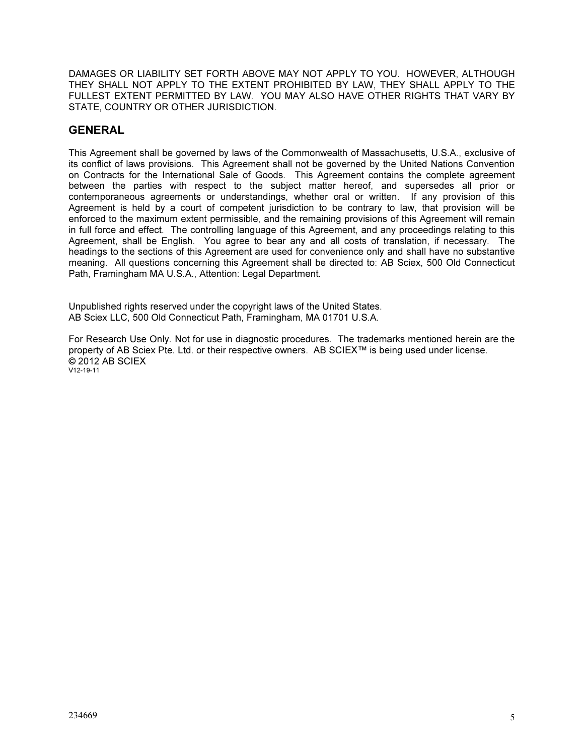DAMAGES OR LIABILITY SET FORTH ABOVE MAY NOT APPLY TO YOU. HOWEVER, ALTHOUGH THEY SHALL NOT APPLY TO THE EXTENT PROHIBITED BY LAW, THEY SHALL APPLY TO THE FULLEST EXTENT PERMITTED BY LAW. YOU MAY ALSO HAVE OTHER RIGHTS THAT VARY BY STATE, COUNTRY OR OTHER JURISDICTION.

## GENERAL

This Agreement shall be governed by laws of the Commonwealth of Massachusetts, U.S.A., exclusive of its conflict of laws provisions. This Agreement shall not be governed by the United Nations Convention on Contracts for the International Sale of Goods. This Agreement contains the complete agreement between the parties with respect to the subject matter hereof, and supersedes all prior or contemporaneous agreements or understandings, whether oral or written. If any provision of this Agreement is held by a court of competent jurisdiction to be contrary to law, that provision will be enforced to the maximum extent permissible, and the remaining provisions of this Agreement will remain in full force and effect. The controlling language of this Agreement, and any proceedings relating to this Agreement, shall be English. You agree to bear any and all costs of translation, if necessary. The headings to the sections of this Agreement are used for convenience only and shall have no substantive meaning. All questions concerning this Agreement shall be directed to: AB Sciex, 500 Old Connecticut Path, Framingham MA U.S.A., Attention: Legal Department.

Unpublished rights reserved under the copyright laws of the United States.
AB Sciex LLC, 500 Old Connecticut Path, Framingham, MA 01701 U.S.A.

For Research Use Only. Not for use in diagnostic procedures. The trademarks mentioned herein are the property of AB Sciex Pte. Ltd. or their respective owners. AB SCIEX™ is being used under license.
© 2012 AB SCIEX
V12-19-11

234669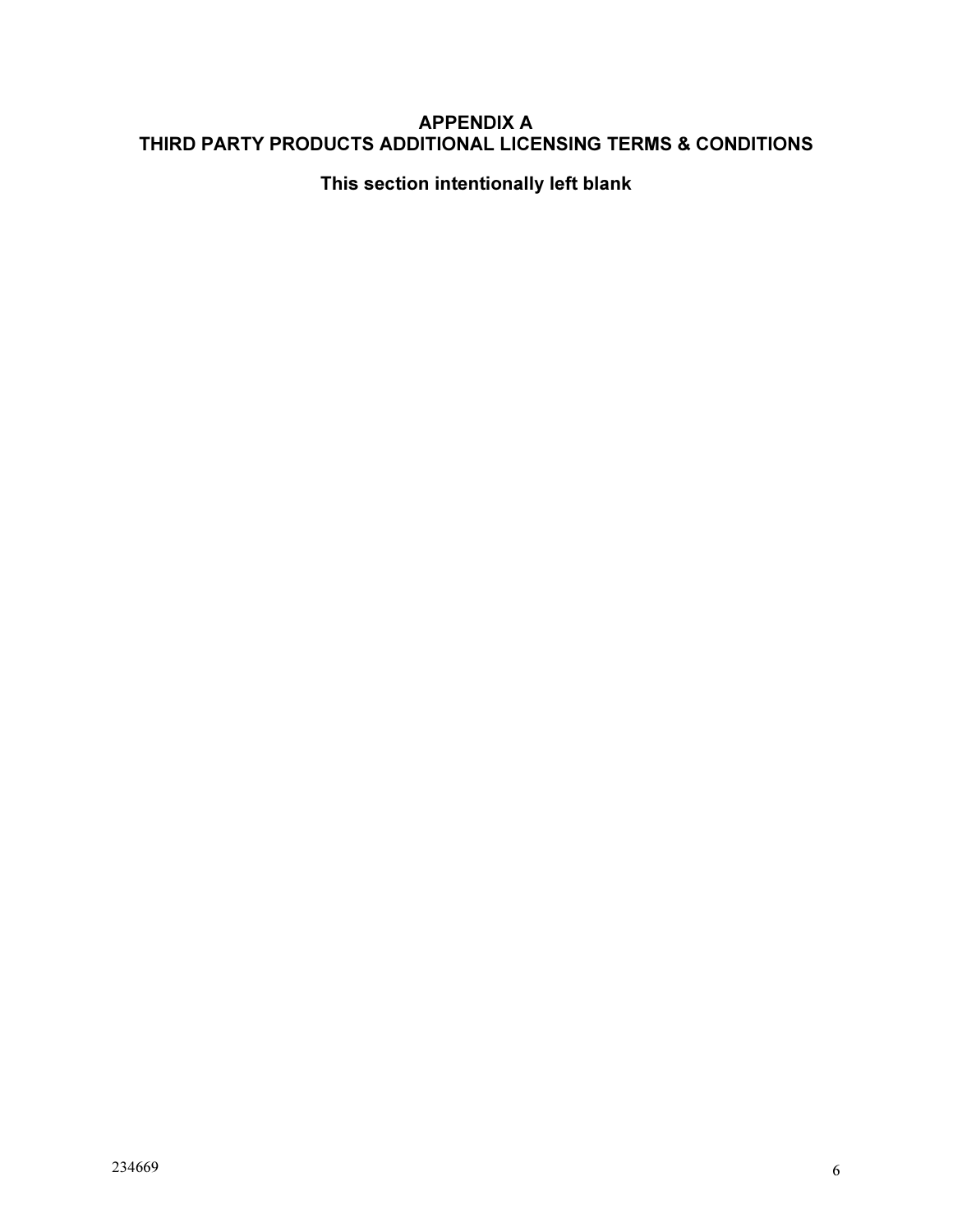## APPENDIX A
## THIRD PARTY PRODUCTS ADDITIONAL LICENSING TERMS & CONDITIONS

**This section intentionally left blank**

234669